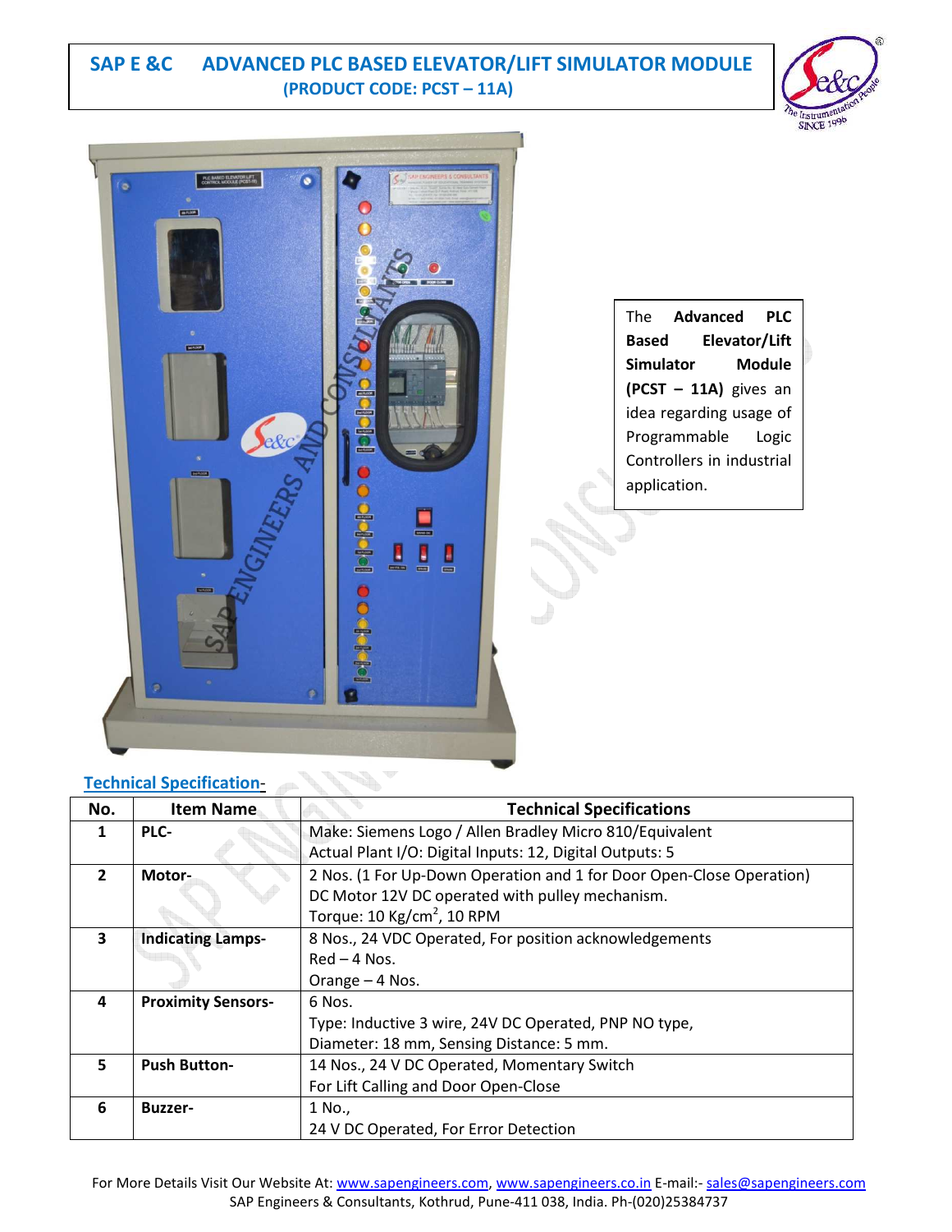# SAP E &C ADVANCED PLC BASED ELEVATOR/LIFT SIMULATOR MODULE

**(PRODUCT CODE: PCST – 11A)**

The **Advanced PLC Based Elevator/Lift Simulator Module (PCST – 11A)** gives an idea regarding usage of Programmable Logic Controllers in industrial application.

## Technical Specification-

| No. | Item Name | Technical Specifications |
|---|---|---|
| 1 | **PLC-** | Make: Siemens Logo / Allen Bradley Micro 810/Equivalent<br>Actual Plant I/O: Digital Inputs: 12, Digital Outputs: 5 |
| 2 | **Motor-** | 2 Nos. (1 For Up-Down Operation and 1 for Door Open-Close Operation)<br>DC Motor 12V DC operated with pulley mechanism.<br>Torque: 10 Kg/cm$^2$, 10 RPM |
| 3 | **Indicating Lamps-** | 8 Nos., 24 VDC Operated, For position acknowledgements<br>Red – 4 Nos.<br>Orange – 4 Nos. |
| 4 | **Proximity Sensors-** | 6 Nos.<br>Type: Inductive 3 wire, 24V DC Operated, PNP NO type,<br>Diameter: 18 mm, Sensing Distance: 5 mm. |
| 5 | **Push Button-** | 14 Nos., 24 V DC Operated, Momentary Switch<br>For Lift Calling and Door Open-Close |
| 6 | **Buzzer-** | 1 No.,<br>24 V DC Operated, For Error Detection |

For More Details Visit Our Website At: www.sapengineers.com, www.sapengineers.co.in E-mail:- sales@sapengineers.com
SAP Engineers & Consultants, Kothrud, Pune-411 038, India. Ph-(020)25384737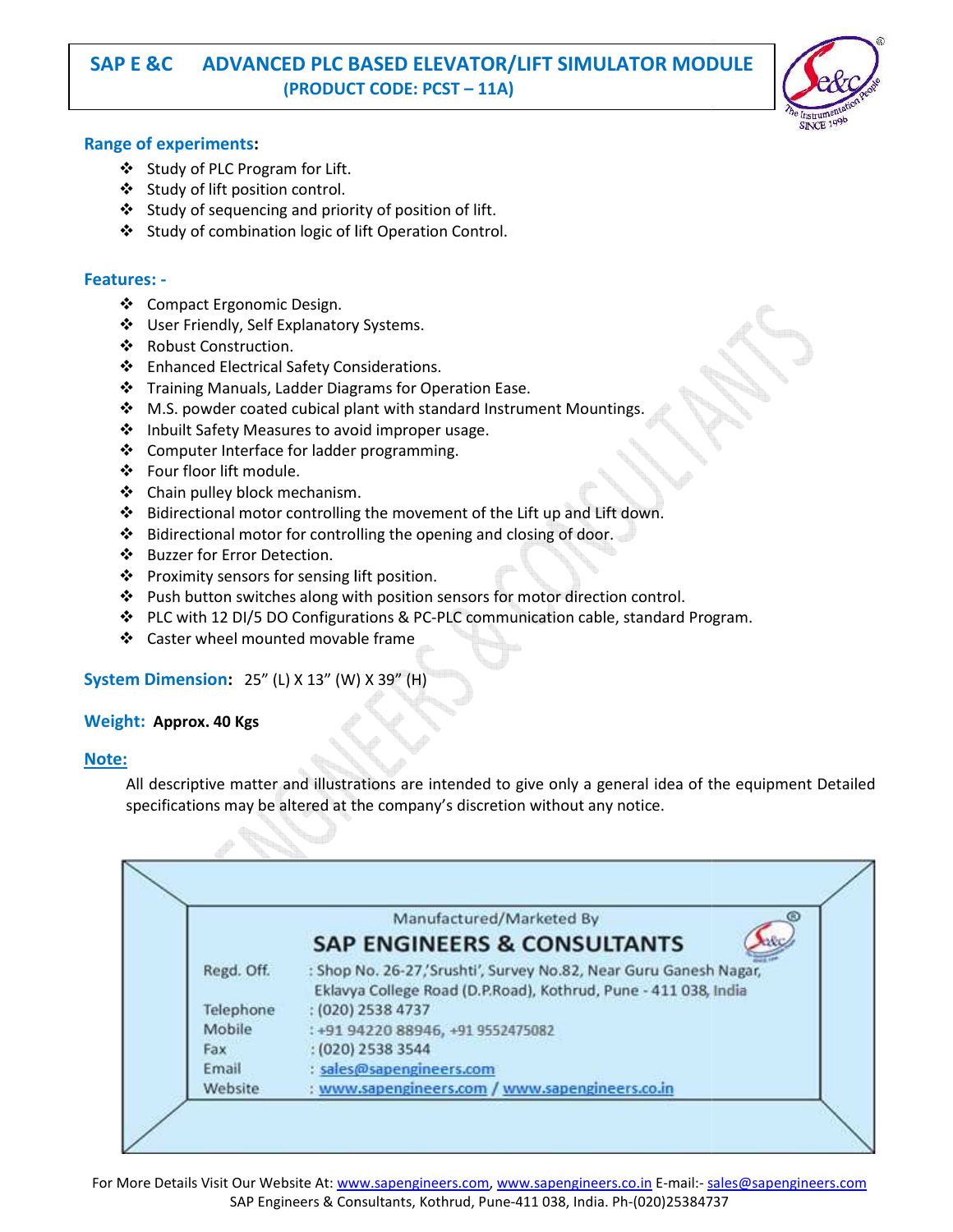# SAP E &C ADVANCED PLC BASED ELEVATOR/LIFT SIMULATOR MODULE

**(PRODUCT CODE: PCST – 11A)**

## Range of experiments:

- Study of PLC Program for Lift.
- Study of lift position control.
- Study of sequencing and priority of position of lift.
- Study of combination logic of lift Operation Control.

## Features: -

- Compact Ergonomic Design.
- User Friendly, Self Explanatory Systems.
- Robust Construction.
- Enhanced Electrical Safety Considerations.
- Training Manuals, Ladder Diagrams for Operation Ease.
- M.S. powder coated cubical plant with standard Instrument Mountings.
- Inbuilt Safety Measures to avoid improper usage.
- Computer Interface for ladder programming.
- Four floor lift module.
- Chain pulley block mechanism.
- Bidirectional motor controlling the movement of the Lift up and Lift down.
- Bidirectional motor for controlling the opening and closing of door.
- Buzzer for Error Detection.
- Proximity sensors for sensing lift position.
- Push button switches along with position sensors for motor direction control.
- PLC with 12 DI/5 DO Configurations & PC-PLC communication cable, standard Program.
- Caster wheel mounted movable frame

**System Dimension:** 25" (L) X 13" (W) X 39" (H)

**Weight:** **Approx. 40 Kgs**

## Note:

All descriptive matter and illustrations are intended to give only a general idea of the equipment Detailed specifications may be altered at the company's discretion without any notice.

Manufactured/Marketed By

**SAP ENGINEERS & CONSULTANTS**

| | |
|---|---|
| Regd. Off. | : Shop No. 26-27,'Srushti', Survey No.82, Near Guru Ganesh Nagar, Eklavya College Road (D.P.Road), Kothrud, Pune - 411 038, India |
| Telephone | : (020) 2538 4737 |
| Mobile | : +91 94220 88946, +91 9552475082 |
| Fax | : (020) 2538 3544 |
| Email | : sales@sapengineers.com |
| Website | : www.sapengineers.com / www.sapengineers.co.in |

For More Details Visit Our Website At: www.sapengineers.com, www.sapengineers.co.in E-mail:- sales@sapengineers.com
SAP Engineers & Consultants, Kothrud, Pune-411 038, India. Ph-(020)25384737